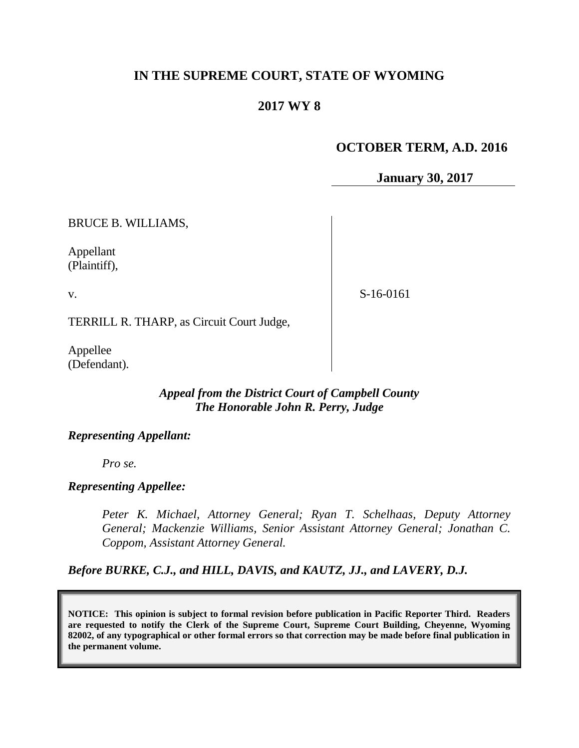# IN THE SUPREME COURT, STATE OF WYOMING

## 2017 WY 8

**OCTOBER TERM, A.D. 2016**

**January 30, 2017**

BRUCE B. WILLIAMS,

Appellant
(Plaintiff),

v.

TERRILL R. THARP, as Circuit Court Judge,

Appellee
(Defendant).

S-16-0161

***Appeal from the District Court of Campbell County***
***The Honorable John R. Perry, Judge***

***Representing Appellant:***

*Pro se.*

***Representing Appellee:***

*Peter K. Michael, Attorney General; Ryan T. Schelhaas, Deputy Attorney General; Mackenzie Williams, Senior Assistant Attorney General; Jonathan C. Coppom, Assistant Attorney General.*

***Before BURKE, C.J., and HILL, DAVIS, and KAUTZ, JJ., and LAVERY, D.J.***

**NOTICE: This opinion is subject to formal revision before publication in Pacific Reporter Third. Readers are requested to notify the Clerk of the Supreme Court, Supreme Court Building, Cheyenne, Wyoming 82002, of any typographical or other formal errors so that correction may be made before final publication in the permanent volume.**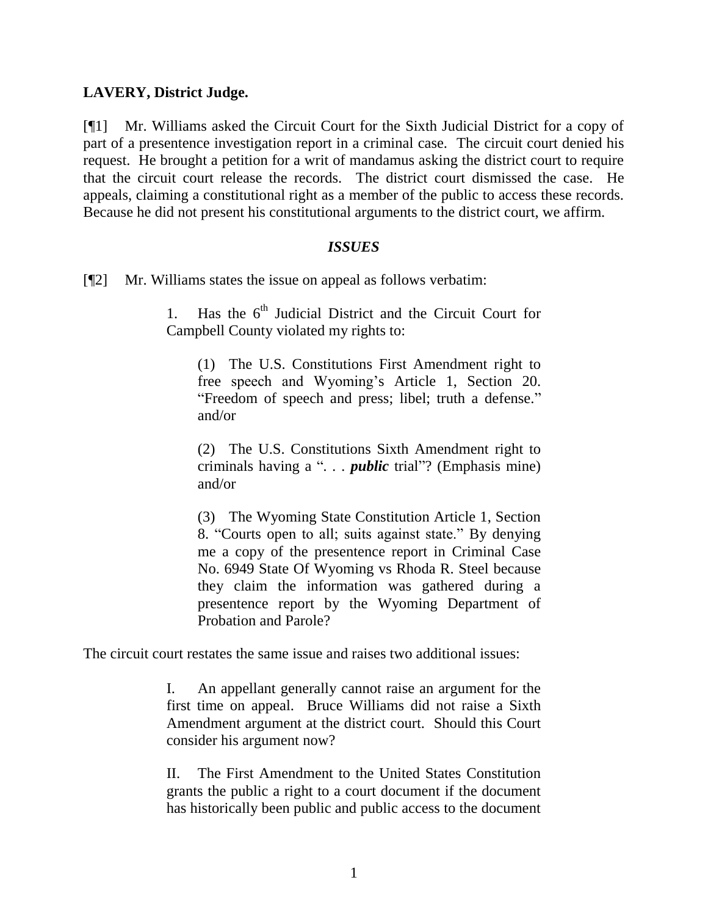**LAVERY, District Judge.**

[¶1] Mr. Williams asked the Circuit Court for the Sixth Judicial District for a copy of part of a presentence investigation report in a criminal case. The circuit court denied his request. He brought a petition for a writ of mandamus asking the district court to require that the circuit court release the records. The district court dismissed the case. He appeals, claiming a constitutional right as a member of the public to access these records. Because he did not present his constitutional arguments to the district court, we affirm.

### *ISSUES*

[¶2] Mr. Williams states the issue on appeal as follows verbatim:

> 1. Has the 6th Judicial District and the Circuit Court for Campbell County violated my rights to:
>
> > (1) The U.S. Constitutions First Amendment right to free speech and Wyoming's Article 1, Section 20. "Freedom of speech and press; libel; truth a defense." and/or
> >
> > (2) The U.S. Constitutions Sixth Amendment right to criminals having a ". . . ***public*** trial"? (Emphasis mine) and/or
> >
> > (3) The Wyoming State Constitution Article 1, Section 8. "Courts open to all; suits against state." By denying me a copy of the presentence report in Criminal Case No. 6949 State Of Wyoming vs Rhoda R. Steel because they claim the information was gathered during a presentence report by the Wyoming Department of Probation and Parole?

The circuit court restates the same issue and raises two additional issues:

> I. An appellant generally cannot raise an argument for the first time on appeal. Bruce Williams did not raise a Sixth Amendment argument at the district court. Should this Court consider his argument now?
>
> II. The First Amendment to the United States Constitution grants the public a right to a court document if the document has historically been public and public access to the document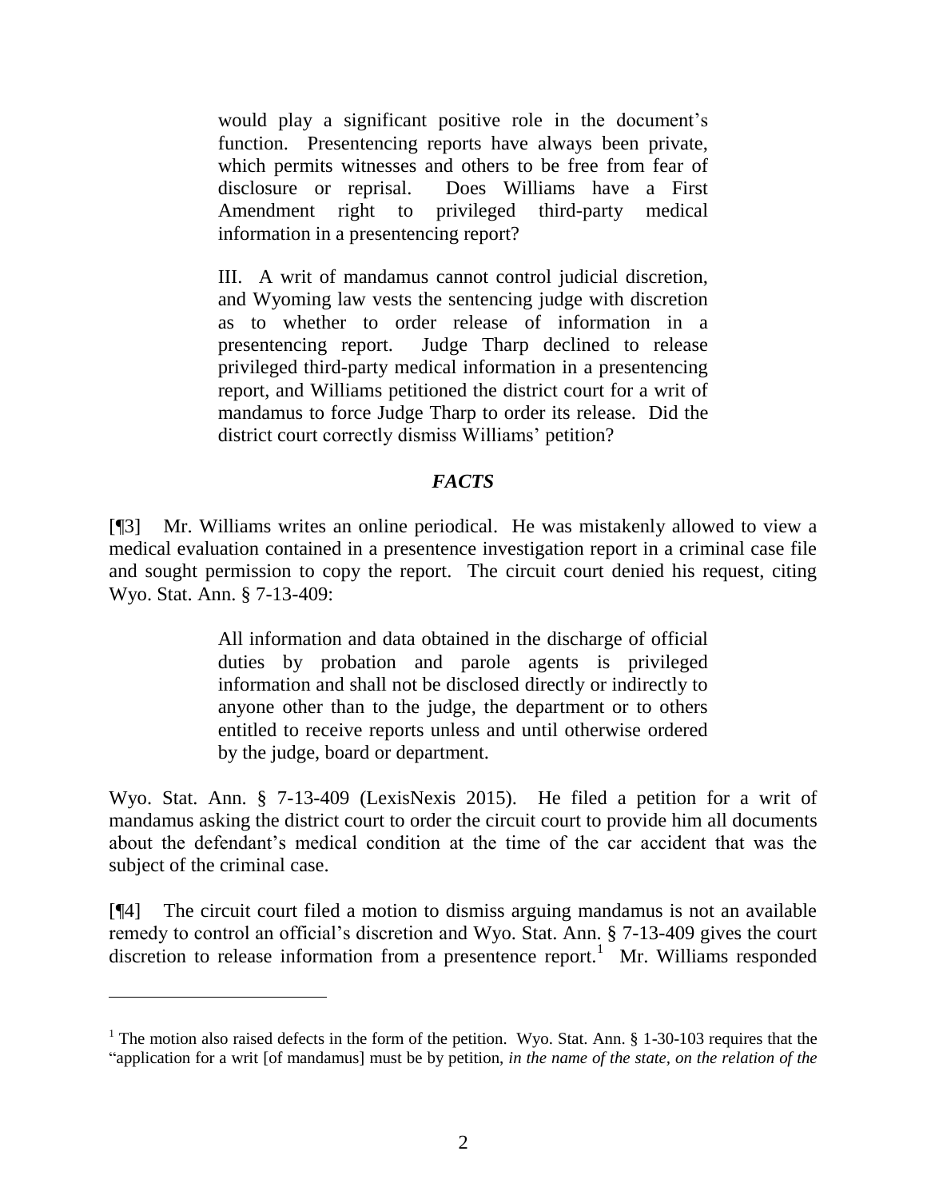> would play a significant positive role in the document's function. Presentencing reports have always been private, which permits witnesses and others to be free from fear of disclosure or reprisal. Does Williams have a First Amendment right to privileged third-party medical information in a presentencing report?
>
> III. A writ of mandamus cannot control judicial discretion, and Wyoming law vests the sentencing judge with discretion as to whether to order release of information in a presentencing report. Judge Tharp declined to release privileged third-party medical information in a presentencing report, and Williams petitioned the district court for a writ of mandamus to force Judge Tharp to order its release. Did the district court correctly dismiss Williams' petition?

## *FACTS*

[¶3] Mr. Williams writes an online periodical. He was mistakenly allowed to view a medical evaluation contained in a presentence investigation report in a criminal case file and sought permission to copy the report. The circuit court denied his request, citing Wyo. Stat. Ann. § 7-13-409:

> All information and data obtained in the discharge of official duties by probation and parole agents is privileged information and shall not be disclosed directly or indirectly to anyone other than to the judge, the department or to others entitled to receive reports unless and until otherwise ordered by the judge, board or department.

Wyo. Stat. Ann. § 7-13-409 (LexisNexis 2015). He filed a petition for a writ of mandamus asking the district court to order the circuit court to provide him all documents about the defendant's medical condition at the time of the car accident that was the subject of the criminal case.

[¶4] The circuit court filed a motion to dismiss arguing mandamus is not an available remedy to control an official's discretion and Wyo. Stat. Ann. § 7-13-409 gives the court discretion to release information from a presentence report.[1] Mr. Williams responded

---

[1] The motion also raised defects in the form of the petition. Wyo. Stat. Ann. § 1-30-103 requires that the "application for a writ [of mandamus] must be by petition, *in the name of the state, on the relation of the*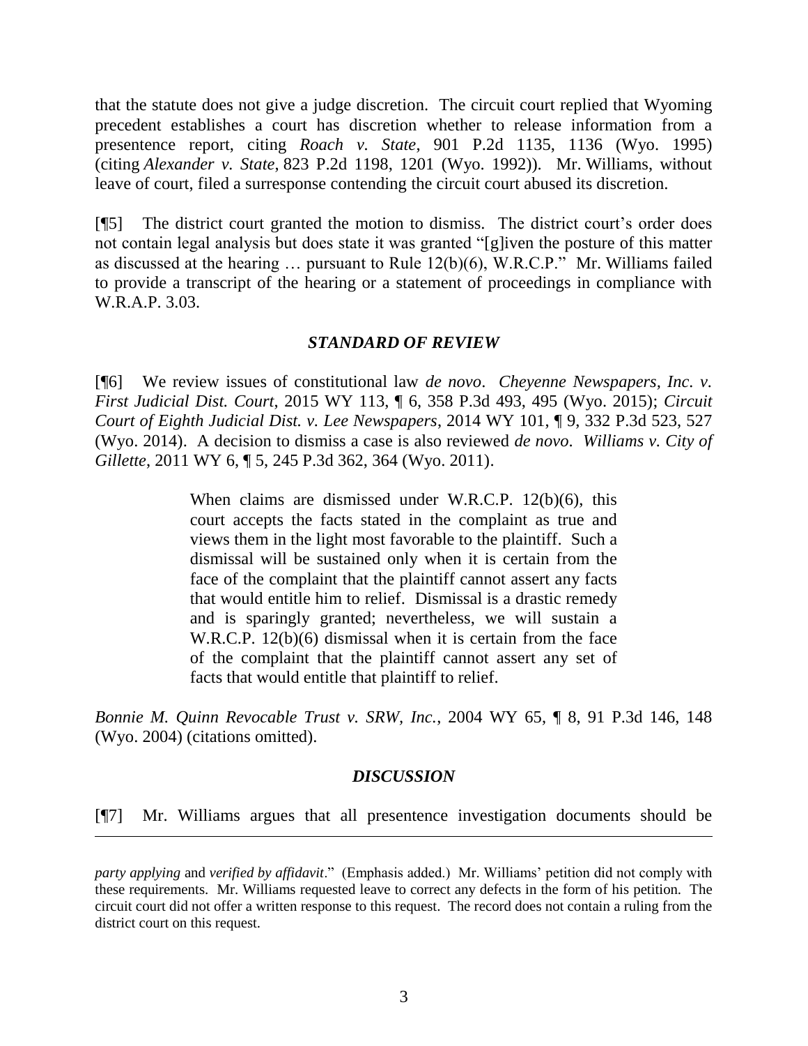that the statute does not give a judge discretion. The circuit court replied that Wyoming precedent establishes a court has discretion whether to release information from a presentence report, citing *Roach v. State*, 901 P.2d 1135, 1136 (Wyo. 1995) (citing *Alexander v. State*, 823 P.2d 1198, 1201 (Wyo. 1992)). Mr. Williams, without leave of court, filed a surresponse contending the circuit court abused its discretion.

[¶5] The district court granted the motion to dismiss. The district court's order does not contain legal analysis but does state it was granted "[g]iven the posture of this matter as discussed at the hearing … pursuant to Rule 12(b)(6), W.R.C.P." Mr. Williams failed to provide a transcript of the hearing or a statement of proceedings in compliance with W.R.A.P. 3.03.

### *STANDARD OF REVIEW*

[¶6] We review issues of constitutional law *de novo*. *Cheyenne Newspapers, Inc. v. First Judicial Dist. Court*, 2015 WY 113, ¶ 6, 358 P.3d 493, 495 (Wyo. 2015); *Circuit Court of Eighth Judicial Dist. v. Lee Newspapers*, 2014 WY 101, ¶ 9, 332 P.3d 523, 527 (Wyo. 2014). A decision to dismiss a case is also reviewed *de novo*. *Williams v. City of Gillette*, 2011 WY 6, ¶ 5, 245 P.3d 362, 364 (Wyo. 2011).

> When claims are dismissed under W.R.C.P. 12(b)(6), this court accepts the facts stated in the complaint as true and views them in the light most favorable to the plaintiff. Such a dismissal will be sustained only when it is certain from the face of the complaint that the plaintiff cannot assert any facts that would entitle him to relief. Dismissal is a drastic remedy and is sparingly granted; nevertheless, we will sustain a W.R.C.P. 12(b)(6) dismissal when it is certain from the face of the complaint that the plaintiff cannot assert any set of facts that would entitle that plaintiff to relief.

*Bonnie M. Quinn Revocable Trust v. SRW, Inc.*, 2004 WY 65, ¶ 8, 91 P.3d 146, 148 (Wyo. 2004) (citations omitted).

### *DISCUSSION*

[¶7] Mr. Williams argues that all presentence investigation documents should be

---

*party applying* and *verified by affidavit*." (Emphasis added.) Mr. Williams' petition did not comply with these requirements. Mr. Williams requested leave to correct any defects in the form of his petition. The circuit court did not offer a written response to this request. The record does not contain a ruling from the district court on this request.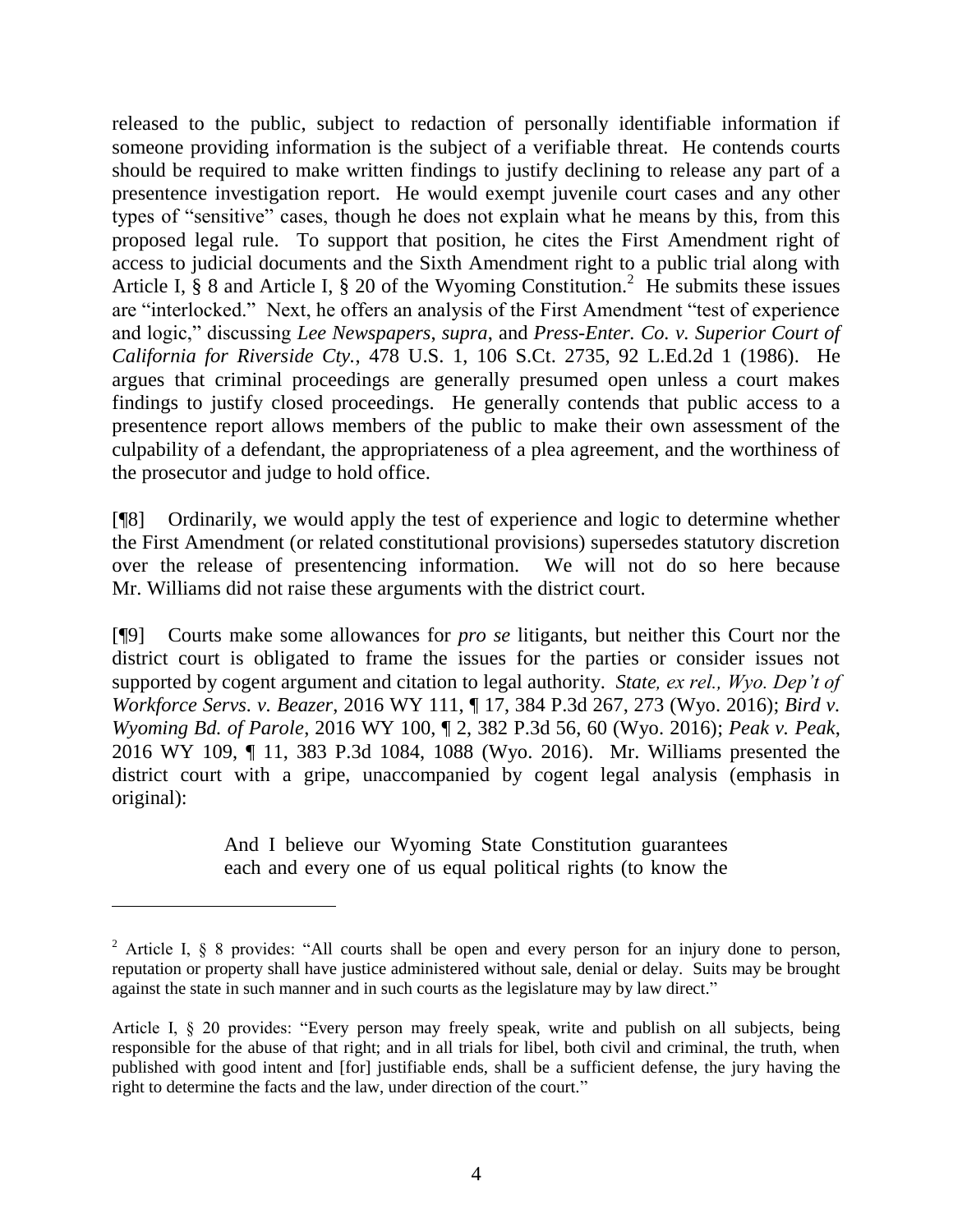released to the public, subject to redaction of personally identifiable information if someone providing information is the subject of a verifiable threat. He contends courts should be required to make written findings to justify declining to release any part of a presentence investigation report. He would exempt juvenile court cases and any other types of "sensitive" cases, though he does not explain what he means by this, from this proposed legal rule. To support that position, he cites the First Amendment right of access to judicial documents and the Sixth Amendment right to a public trial along with Article I, § 8 and Article I, § 20 of the Wyoming Constitution.[2] He submits these issues are "interlocked." Next, he offers an analysis of the First Amendment "test of experience and logic," discussing *Lee Newspapers*, *supra*, and *Press-Enter. Co. v. Superior Court of California for Riverside Cty.*, 478 U.S. 1, 106 S.Ct. 2735, 92 L.Ed.2d 1 (1986). He argues that criminal proceedings are generally presumed open unless a court makes findings to justify closed proceedings. He generally contends that public access to a presentence report allows members of the public to make their own assessment of the culpability of a defendant, the appropriateness of a plea agreement, and the worthiness of the prosecutor and judge to hold office.

[¶8] Ordinarily, we would apply the test of experience and logic to determine whether the First Amendment (or related constitutional provisions) supersedes statutory discretion over the release of presentencing information. We will not do so here because Mr. Williams did not raise these arguments with the district court.

[¶9] Courts make some allowances for *pro se* litigants, but neither this Court nor the district court is obligated to frame the issues for the parties or consider issues not supported by cogent argument and citation to legal authority. *State, ex rel., Wyo. Dep't of Workforce Servs. v. Beazer*, 2016 WY 111, ¶ 17, 384 P.3d 267, 273 (Wyo. 2016); *Bird v. Wyoming Bd. of Parole*, 2016 WY 100, ¶ 2, 382 P.3d 56, 60 (Wyo. 2016); *Peak v. Peak*, 2016 WY 109, ¶ 11, 383 P.3d 1084, 1088 (Wyo. 2016). Mr. Williams presented the district court with a gripe, unaccompanied by cogent legal analysis (emphasis in original):

> And I believe our Wyoming State Constitution guarantees each and every one of us equal political rights (to know the

---

[2] Article I, § 8 provides: "All courts shall be open and every person for an injury done to person, reputation or property shall have justice administered without sale, denial or delay. Suits may be brought against the state in such manner and in such courts as the legislature may by law direct."

Article I, § 20 provides: "Every person may freely speak, write and publish on all subjects, being responsible for the abuse of that right; and in all trials for libel, both civil and criminal, the truth, when published with good intent and [for] justifiable ends, shall be a sufficient defense, the jury having the right to determine the facts and the law, under direction of the court."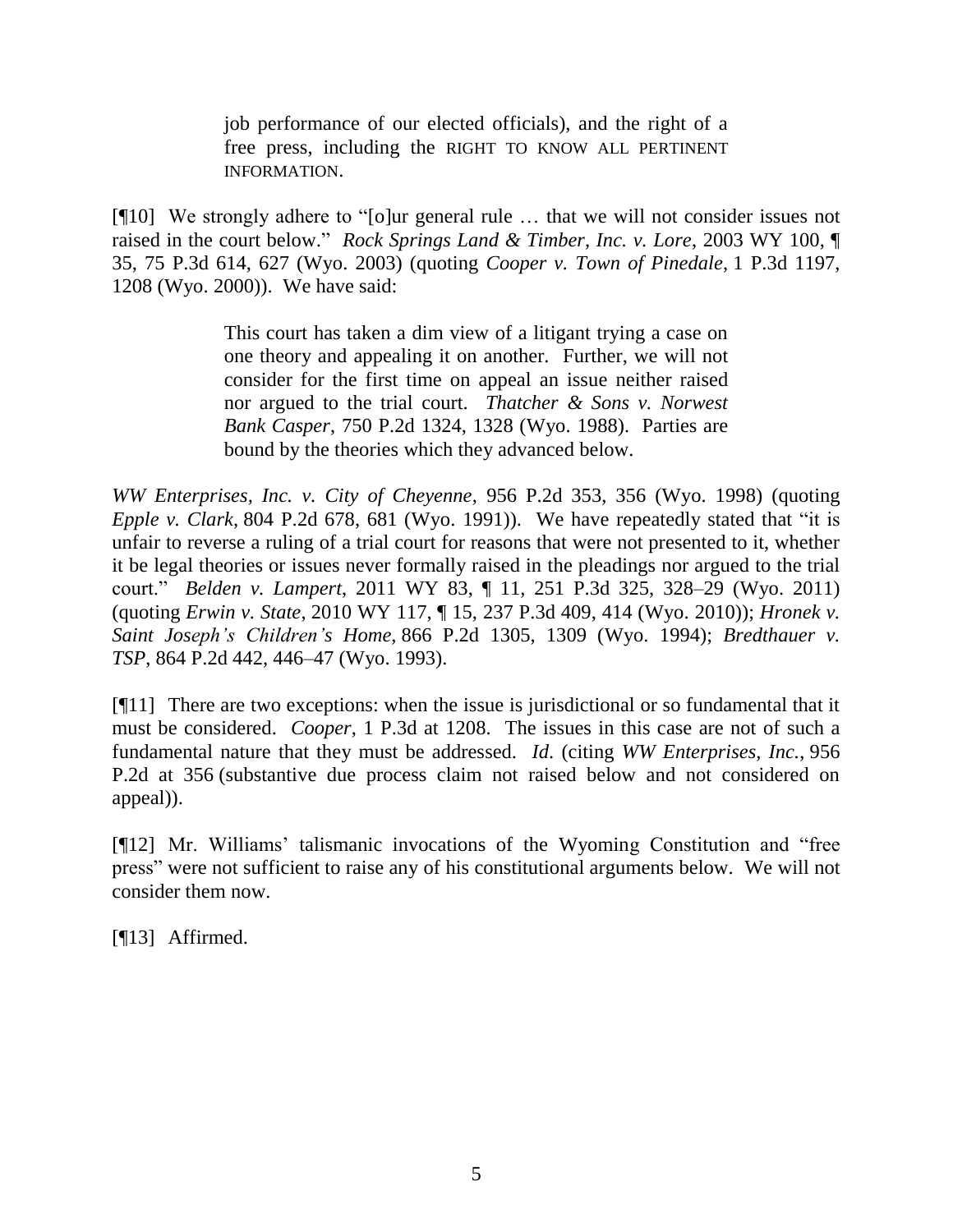> job performance of our elected officials), and the right of a free press, including the RIGHT TO KNOW ALL PERTINENT INFORMATION.

[¶10] We strongly adhere to "[o]ur general rule … that we will not consider issues not raised in the court below." *Rock Springs Land & Timber, Inc. v. Lore*, 2003 WY 100, ¶ 35, 75 P.3d 614, 627 (Wyo. 2003) (quoting *Cooper v. Town of Pinedale*, 1 P.3d 1197, 1208 (Wyo. 2000)). We have said:

> This court has taken a dim view of a litigant trying a case on one theory and appealing it on another. Further, we will not consider for the first time on appeal an issue neither raised nor argued to the trial court. *Thatcher & Sons v. Norwest Bank Casper*, 750 P.2d 1324, 1328 (Wyo. 1988). Parties are bound by the theories which they advanced below.

*WW Enterprises, Inc. v. City of Cheyenne*, 956 P.2d 353, 356 (Wyo. 1998) (quoting *Epple v. Clark*, 804 P.2d 678, 681 (Wyo. 1991)). We have repeatedly stated that "it is unfair to reverse a ruling of a trial court for reasons that were not presented to it, whether it be legal theories or issues never formally raised in the pleadings nor argued to the trial court." *Belden v. Lampert*, 2011 WY 83, ¶ 11, 251 P.3d 325, 328–29 (Wyo. 2011) (quoting *Erwin v. State*, 2010 WY 117, ¶ 15, 237 P.3d 409, 414 (Wyo. 2010)); *Hronek v. Saint Joseph's Children's Home*, 866 P.2d 1305, 1309 (Wyo. 1994); *Bredthauer v. TSP*, 864 P.2d 442, 446–47 (Wyo. 1993).

[¶11] There are two exceptions: when the issue is jurisdictional or so fundamental that it must be considered. *Cooper*, 1 P.3d at 1208. The issues in this case are not of such a fundamental nature that they must be addressed. *Id*. (citing *WW Enterprises, Inc.*, 956 P.2d at 356 (substantive due process claim not raised below and not considered on appeal)).

[¶12] Mr. Williams' talismanic invocations of the Wyoming Constitution and "free press" were not sufficient to raise any of his constitutional arguments below. We will not consider them now.

[¶13] Affirmed.